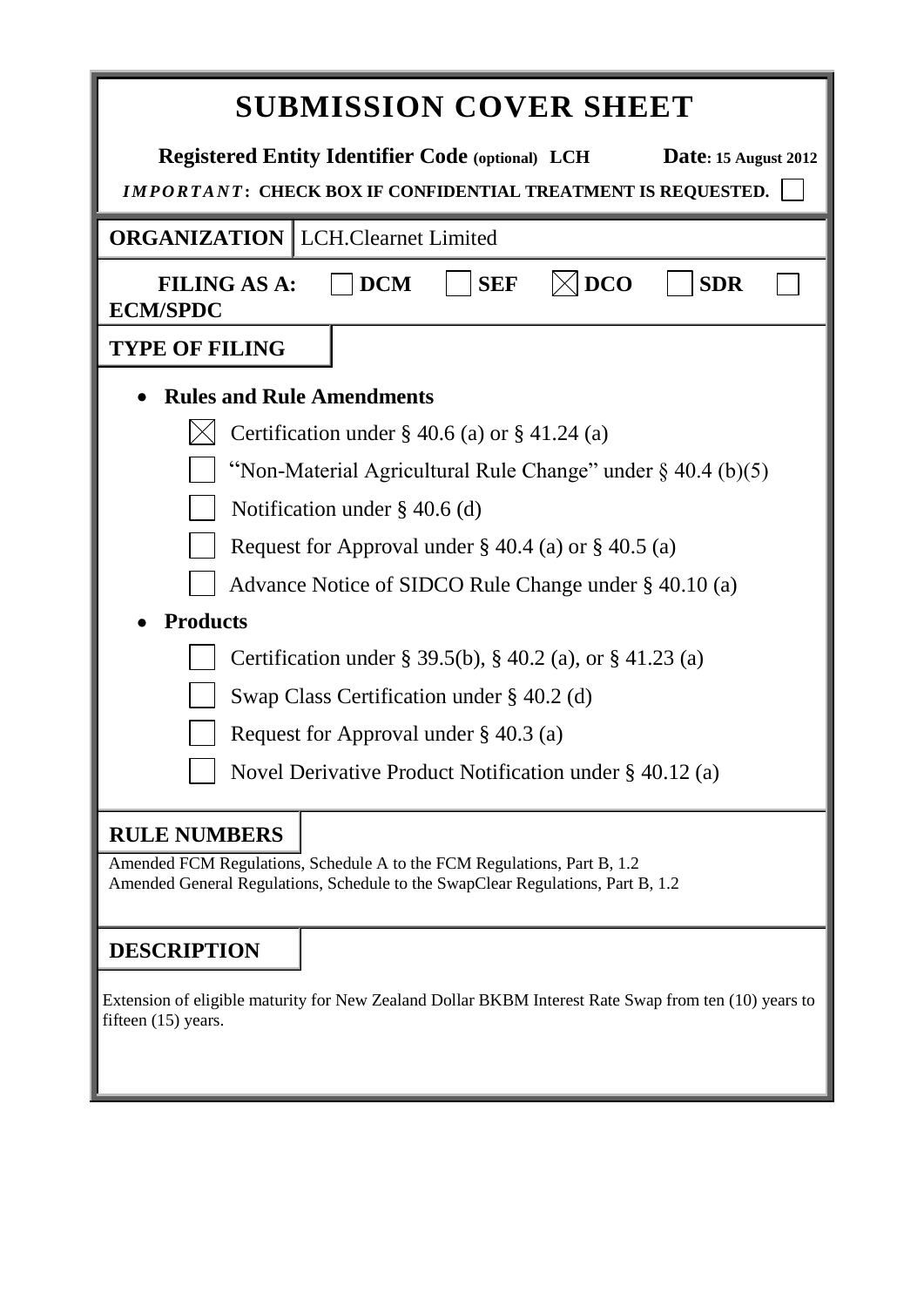# SUBMISSION COVER SHEET

**Registered Entity Identifier Code (optional) LCH** **Date: 15 August 2012**

***IMPORTANT*: CHECK BOX IF CONFIDENTIAL TREATMENT IS REQUESTED.** ☐

| **ORGANIZATION** | LCH.Clearnet Limited |
|---|---|

**FILING AS A:** ☐ **DCM** ☐ **SEF** ☒ **DCO** ☐ **SDR** ☐ **ECM/SPDC**

## TYPE OF FILING

- **Rules and Rule Amendments**
  - ☒ Certification under § 40.6 (a) or § 41.24 (a)
  - ☐ "Non-Material Agricultural Rule Change" under § 40.4 (b)(5)
  - ☐ Notification under § 40.6 (d)
  - ☐ Request for Approval under § 40.4 (a) or § 40.5 (a)
  - ☐ Advance Notice of SIDCO Rule Change under § 40.10 (a)
- **Products**
  - ☐ Certification under § 39.5(b), § 40.2 (a), or § 41.23 (a)
  - ☐ Swap Class Certification under § 40.2 (d)
  - ☐ Request for Approval under § 40.3 (a)
  - ☐ Novel Derivative Product Notification under § 40.12 (a)

## RULE NUMBERS

Amended FCM Regulations, Schedule A to the FCM Regulations, Part B, 1.2
Amended General Regulations, Schedule to the SwapClear Regulations, Part B, 1.2

## DESCRIPTION

Extension of eligible maturity for New Zealand Dollar BKBM Interest Rate Swap from ten (10) years to fifteen (15) years.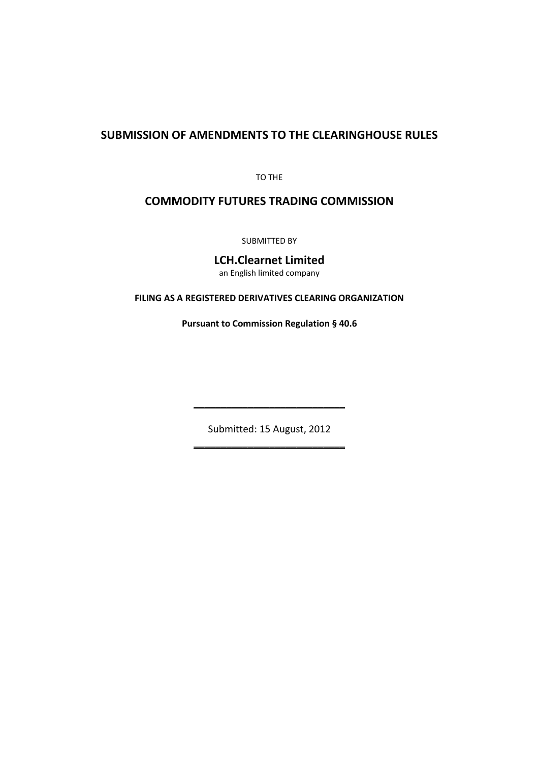# SUBMISSION OF AMENDMENTS TO THE CLEARINGHOUSE RULES

TO THE

## COMMODITY FUTURES TRADING COMMISSION

SUBMITTED BY

**LCH.Clearnet Limited**

an English limited company

**FILING AS A REGISTERED DERIVATIVES CLEARING ORGANIZATION**

**Pursuant to Commission Regulation § 40.6**

---

Submitted: 15 August, 2012

---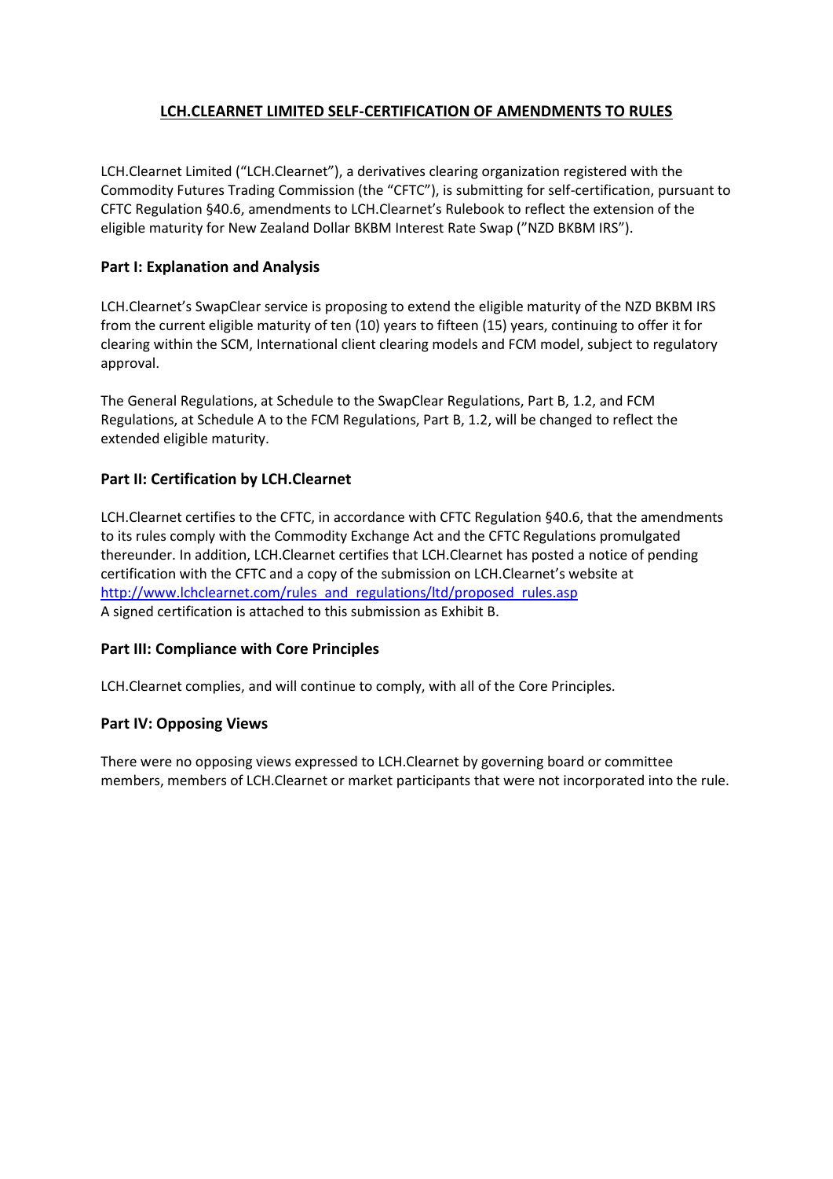# LCH.CLEARNET LIMITED SELF-CERTIFICATION OF AMENDMENTS TO RULES

LCH.Clearnet Limited ("LCH.Clearnet"), a derivatives clearing organization registered with the Commodity Futures Trading Commission (the "CFTC"), is submitting for self-certification, pursuant to CFTC Regulation §40.6, amendments to LCH.Clearnet's Rulebook to reflect the extension of the eligible maturity for New Zealand Dollar BKBM Interest Rate Swap ("NZD BKBM IRS").

## Part I: Explanation and Analysis

LCH.Clearnet's SwapClear service is proposing to extend the eligible maturity of the NZD BKBM IRS from the current eligible maturity of ten (10) years to fifteen (15) years, continuing to offer it for clearing within the SCM, International client clearing models and FCM model, subject to regulatory approval.

The General Regulations, at Schedule to the SwapClear Regulations, Part B, 1.2, and FCM Regulations, at Schedule A to the FCM Regulations, Part B, 1.2, will be changed to reflect the extended eligible maturity.

## Part II: Certification by LCH.Clearnet

LCH.Clearnet certifies to the CFTC, in accordance with CFTC Regulation §40.6, that the amendments to its rules comply with the Commodity Exchange Act and the CFTC Regulations promulgated thereunder. In addition, LCH.Clearnet certifies that LCH.Clearnet has posted a notice of pending certification with the CFTC and a copy of the submission on LCH.Clearnet's website at http://www.lchclearnet.com/rules_and_regulations/ltd/proposed_rules.asp
A signed certification is attached to this submission as Exhibit B.

## Part III: Compliance with Core Principles

LCH.Clearnet complies, and will continue to comply, with all of the Core Principles.

## Part IV: Opposing Views

There were no opposing views expressed to LCH.Clearnet by governing board or committee members, members of LCH.Clearnet or market participants that were not incorporated into the rule.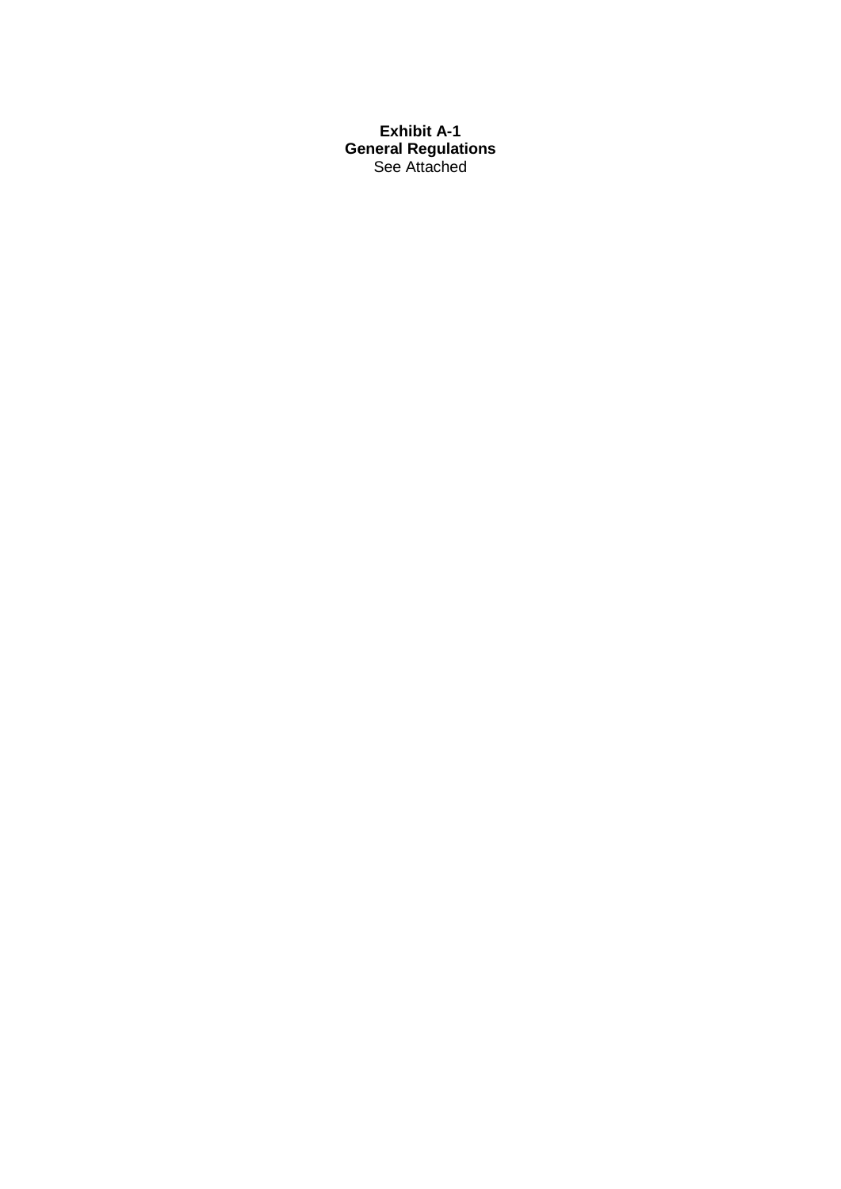**Exhibit A-1**
**General Regulations**
See Attached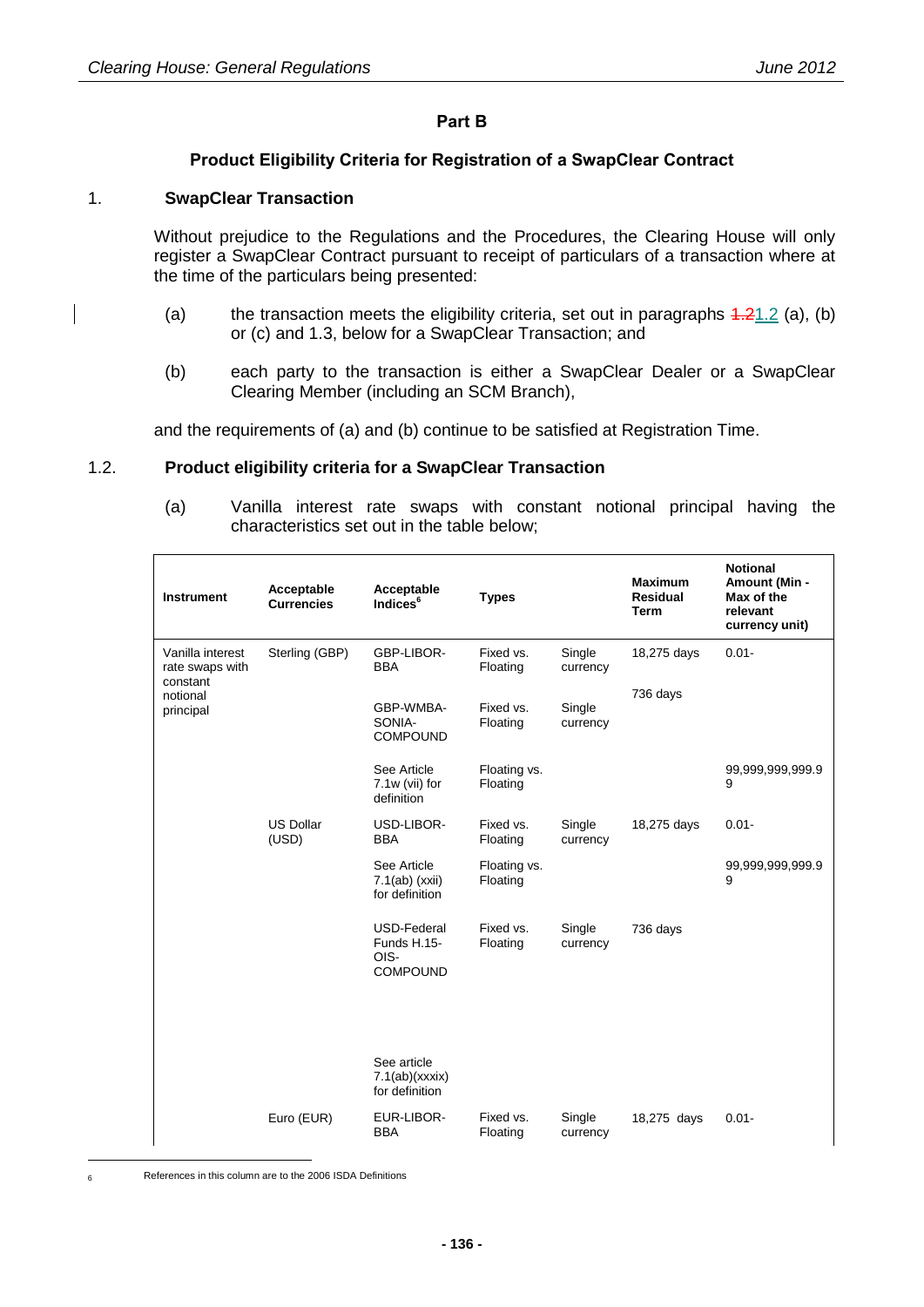## Part B

### Product Eligibility Criteria for Registration of a SwapClear Contract

#### 1. SwapClear Transaction

Without prejudice to the Regulations and the Procedures, the Clearing House will only register a SwapClear Contract pursuant to receipt of particulars of a transaction where at the time of the particulars being presented:

(a) the transaction meets the eligibility criteria, set out in paragraphs ~~1.2~~1.2 (a), (b) or (c) and 1.3, below for a SwapClear Transaction; and

(b) each party to the transaction is either a SwapClear Dealer or a SwapClear Clearing Member (including an SCM Branch),

and the requirements of (a) and (b) continue to be satisfied at Registration Time.

#### 1.2. Product eligibility criteria for a SwapClear Transaction

(a) Vanilla interest rate swaps with constant notional principal having the characteristics set out in the table below;

| Instrument | Acceptable Currencies | Acceptable Indices[6] | Types | | Maximum Residual Term | Notional Amount (Min - Max of the relevant currency unit) |
|---|---|---|---|---|---|---|
| Vanilla interest rate swaps with constant notional principal | Sterling (GBP) | GBP-LIBOR-BBA | Fixed vs. Floating | Single currency | 18,275 days | 0.01- |
| | | GBP-WMBA-SONIA-COMPOUND | Fixed vs. Floating | Single currency | 736 days | |
| | | See Article 7.1w (vii) for definition | Floating vs. Floating | | | 99,999,999,999.99 |
| | US Dollar (USD) | USD-LIBOR-BBA | Fixed vs. Floating | Single currency | 18,275 days | 0.01- |
| | | See Article 7.1(ab) (xxii) for definition | Floating vs. Floating | | | 99,999,999,999.99 |
| | | USD-Federal Funds H.15-OIS-COMPOUND | Fixed vs. Floating | Single currency | 736 days | |
| | | See article 7.1(ab)(xxxix) for definition | | | | |
| | Euro (EUR) | EUR-LIBOR-BBA | Fixed vs. Floating | Single currency | 18,275 days | 0.01- |

[6] References in this column are to the 2006 ISDA Definitions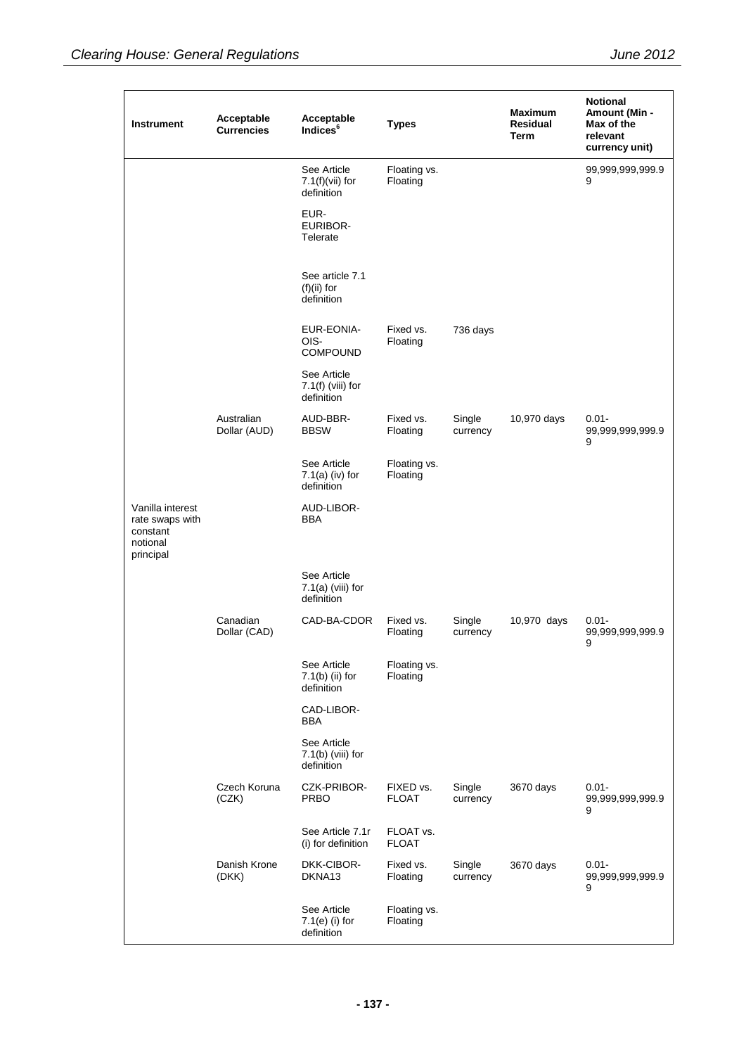| Instrument | Acceptable Currencies | Acceptable Indices[6] | Types | | Maximum Residual Term | Notional Amount (Min - Max of the relevant currency unit) |
|---|---|---|---|---|---|---|
| | | See Article 7.1(f)(vii) for definition | Floating vs. Floating | | | 99,999,999,999.99 |
| | | EUR-EURIBOR-Telerate | | | | |
| | | See article 7.1 (f)(ii) for definition | | | | |
| | | EUR-EONIA-OIS-COMPOUND | Fixed vs. Floating | 736 days | | |
| | | See Article 7.1(f) (viii) for definition | | | | |
| | Australian Dollar (AUD) | AUD-BBR-BBSW | Fixed vs. Floating | Single currency | 10,970 days | 0.01-99,999,999,999.99 |
| | | See Article 7.1(a) (iv) for definition | Floating vs. Floating | | | |
| Vanilla interest rate swaps with constant notional principal | | AUD-LIBOR-BBA | | | | |
| | | See Article 7.1(a) (viii) for definition | | | | |
| | Canadian Dollar (CAD) | CAD-BA-CDOR | Fixed vs. Floating | Single currency | 10,970 days | 0.01-99,999,999,999.99 |
| | | See Article 7.1(b) (ii) for definition | Floating vs. Floating | | | |
| | | CAD-LIBOR-BBA | | | | |
| | | See Article 7.1(b) (viii) for definition | | | | |
| | Czech Koruna (CZK) | CZK-PRIBOR-PRBO | FIXED vs. FLOAT | Single currency | 3670 days | 0.01-99,999,999,999.99 |
| | | See Article 7.1r (i) for definition | FLOAT vs. FLOAT | | | |
| | Danish Krone (DKK) | DKK-CIBOR-DKNA13 | Fixed vs. Floating | Single currency | 3670 days | 0.01-99,999,999,999.99 |
| | | See Article 7.1(e) (i) for definition | Floating vs. Floating | | | |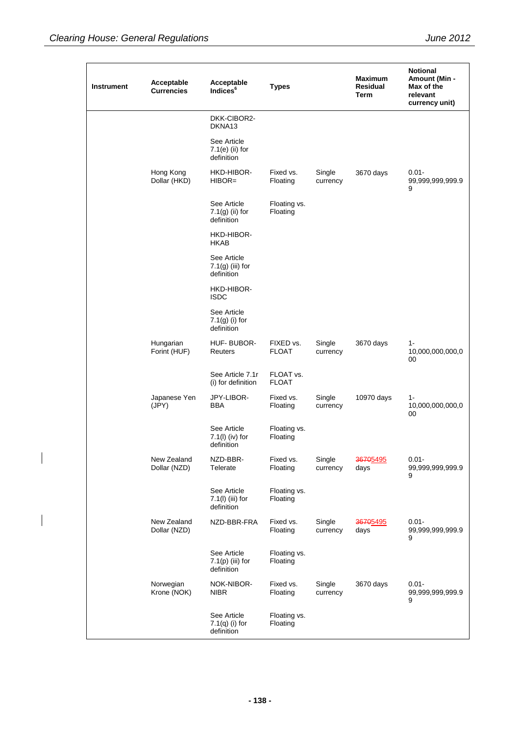| Instrument | Acceptable Currencies | Acceptable Indices[6] | Types | | Maximum Residual Term | Notional Amount (Min - Max of the relevant currency unit) |
|---|---|---|---|---|---|---|
| | | DKK-CIBOR2-DKNA13 | | | | |
| | | See Article 7.1(e) (ii) for definition | | | | |
| | Hong Kong Dollar (HKD) | HKD-HIBOR-HIBOR= | Fixed vs. Floating | Single currency | 3670 days | 0.01-99,999,999,999.99 |
| | | See Article 7.1(g) (ii) for definition | Floating vs. Floating | | | |
| | | HKD-HIBOR-HKAB | | | | |
| | | See Article 7.1(g) (iii) for definition | | | | |
| | | HKD-HIBOR-ISDC | | | | |
| | | See Article 7.1(g) (i) for definition | | | | |
| | Hungarian Forint (HUF) | HUF- BUBOR-Reuters | FIXED vs. FLOAT | Single currency | 3670 days | 1-10,000,000,000,000 |
| | | See Article 7.1r (i) for definition | FLOAT vs. FLOAT | | | |
| | Japanese Yen (JPY) | JPY-LIBOR-BBA | Fixed vs. Floating | Single currency | 10970 days | 1-10,000,000,000,000 |
| | | See Article 7.1(l) (iv) for definition | Floating vs. Floating | | | |
| | New Zealand Dollar (NZD) | NZD-BBR-Telerate | Fixed vs. Floating | Single currency | ~~3670~~5495 days | 0.01-99,999,999,999.99 |
| | | See Article 7.1(l) (iii) for definition | Floating vs. Floating | | | |
| | New Zealand Dollar (NZD) | NZD-BBR-FRA | Fixed vs. Floating | Single currency | ~~3670~~5495 days | 0.01-99,999,999,999.99 |
| | | See Article 7.1(p) (iii) for definition | Floating vs. Floating | | | |
| | Norwegian Krone (NOK) | NOK-NIBOR-NIBR | Fixed vs. Floating | Single currency | 3670 days | 0.01-99,999,999,999.99 |
| | | See Article 7.1(q) (i) for definition | Floating vs. Floating | | | |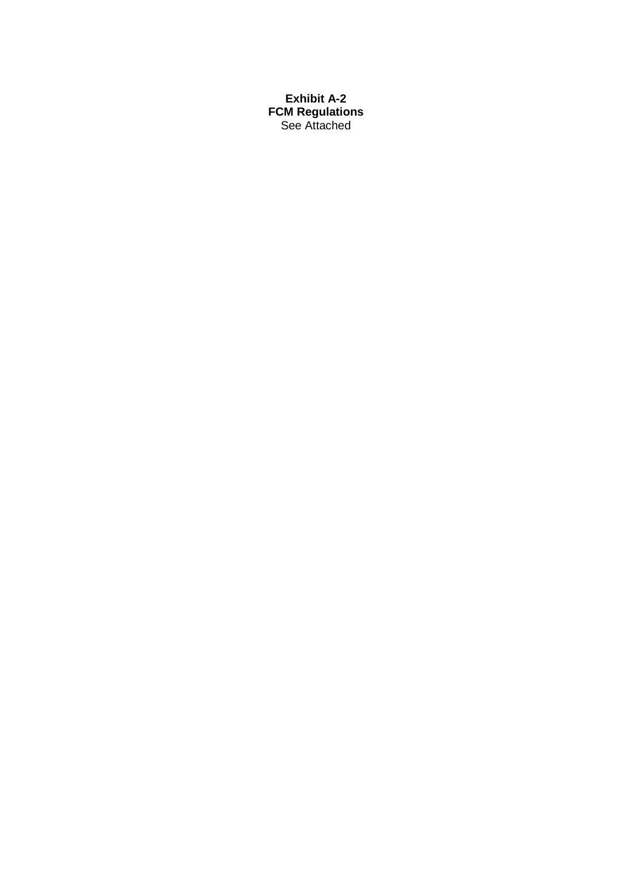**Exhibit A-2**
**FCM Regulations**
See Attached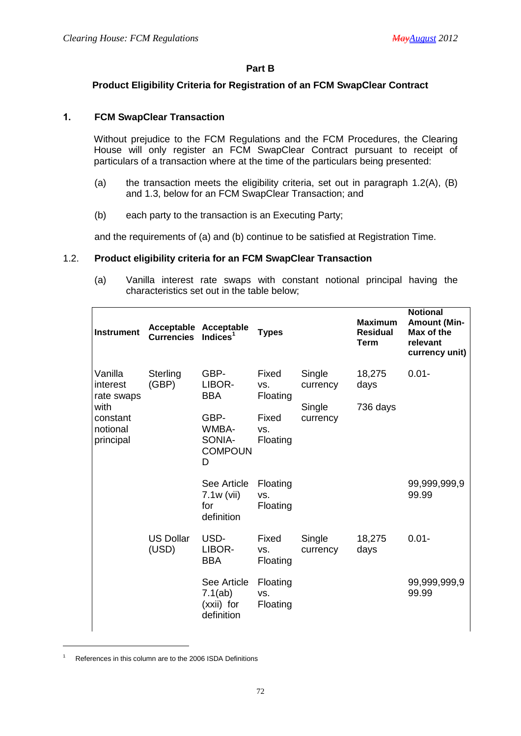## Part B

### Product Eligibility Criteria for Registration of an FCM SwapClear Contract

### 1. FCM SwapClear Transaction

Without prejudice to the FCM Regulations and the FCM Procedures, the Clearing House will only register an FCM SwapClear Contract pursuant to receipt of particulars of a transaction where at the time of the particulars being presented:

(a) the transaction meets the eligibility criteria, set out in paragraph 1.2(A), (B) and 1.3, below for an FCM SwapClear Transaction; and

(b) each party to the transaction is an Executing Party;

and the requirements of (a) and (b) continue to be satisfied at Registration Time.

### 1.2. Product eligibility criteria for an FCM SwapClear Transaction

(a) Vanilla interest rate swaps with constant notional principal having the characteristics set out in the table below;

| Instrument | Acceptable Currencies | Acceptable Indices[1] | Types | | Maximum Residual Term | Notional Amount (Min-Max of the relevant currency unit) |
|---|---|---|---|---|---|---|
| Vanilla interest rate swaps with constant notional principal | Sterling (GBP) | GBP-LIBOR-BBA | Fixed vs. Floating | Single currency | 18,275 days | 0.01- |
| | | GBP-WMBA-SONIA-COMPOUND | Fixed vs. Floating | Single currency | 736 days | |
| | | See Article 7.1w (vii) for definition | Floating vs. Floating | | | 99,999,999,999.99 |
| | US Dollar (USD) | USD-LIBOR-BBA | Fixed vs. Floating | Single currency | 18,275 days | 0.01- |
| | | See Article 7.1(ab) (xxii) for definition | Floating vs. Floating | | | 99,999,999,999.99 |

[1] References in this column are to the 2006 ISDA Definitions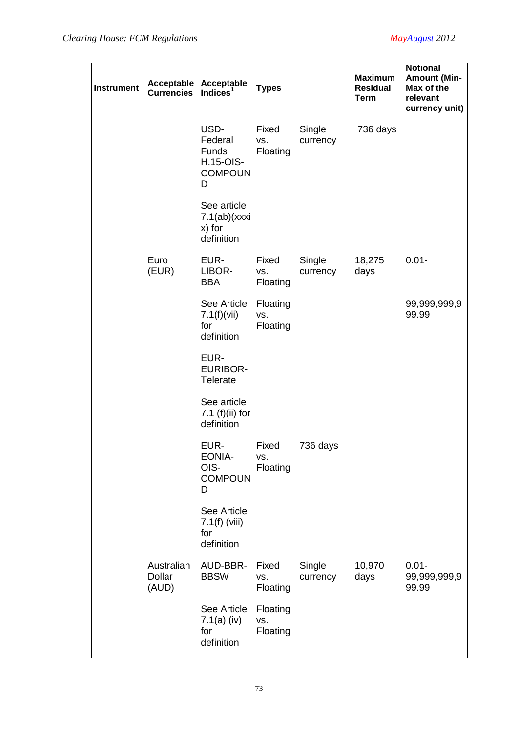| Instrument | Acceptable Currencies | Acceptable Indices[1] | Types | | Maximum Residual Term | Notional Amount (Min-Max of the relevant currency unit) |
|---|---|---|---|---|---|---|
| | | USD-Federal Funds H.15-OIS-COMPOUND | Fixed vs. Floating | Single currency | 736 days | |
| | | See article 7.1(ab)(xxix) for definition | | | | |
| | Euro (EUR) | EUR-LIBOR-BBA | Fixed vs. Floating | Single currency | 18,275 days | 0.01- |
| | | See Article 7.1(f)(vii) for definition | Floating vs. Floating | | | 99,999,999,999.99 |
| | | EUR-EURIBOR-Telerate | | | | |
| | | See article 7.1 (f)(ii) for definition | | | | |
| | | EUR-EONIA-OIS-COMPOUND | Fixed vs. Floating | 736 days | | |
| | | See Article 7.1(f) (viii) for definition | | | | |
| | Australian Dollar (AUD) | AUD-BBR-BBSW | Fixed vs. Floating | Single currency | 10,970 days | 0.01-99,999,999,999.99 |
| | | See Article 7.1(a) (iv) for definition | Floating vs. Floating | | | |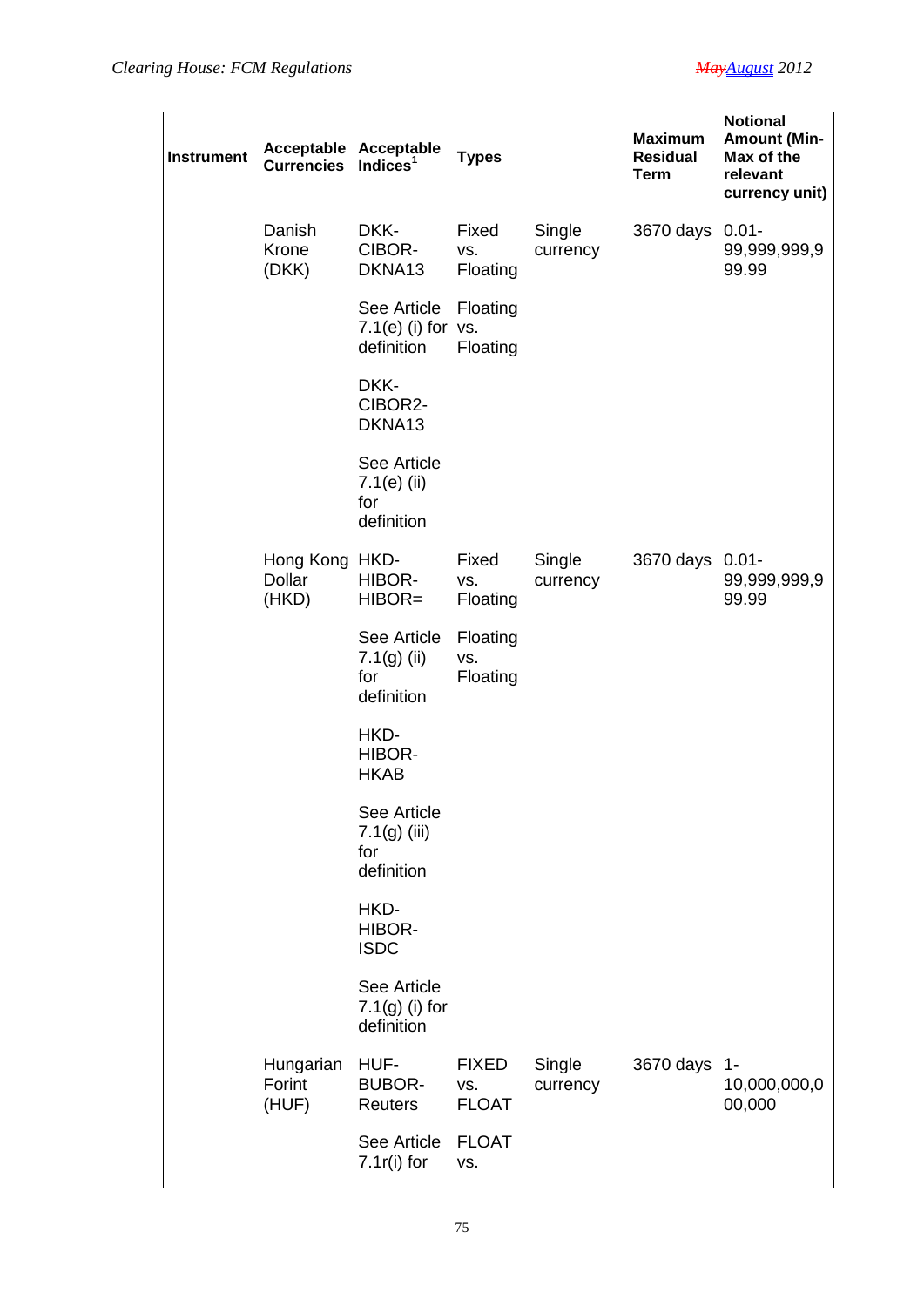| Instrument | Acceptable Currencies | Acceptable Indices[1] | Types | | Maximum Residual Term | Notional Amount (Min-Max of the relevant currency unit) |
|---|---|---|---|---|---|---|
| | Danish Krone (DKK) | DKK-CIBOR-DKNA13 | Fixed vs. Floating | Single currency | 3670 days | 0.01-99,999,999,999.99 |
| | | See Article 7.1(e) (i) for definition | Floating vs. Floating | | | |
| | | DKK-CIBOR2-DKNA13 | | | | |
| | | See Article 7.1(e) (ii) for definition | | | | |
| | Hong Kong Dollar (HKD) | HKD-HIBOR-HIBOR= | Fixed vs. Floating | Single currency | 3670 days | 0.01-99,999,999,999.99 |
| | | See Article 7.1(g) (ii) for definition | Floating vs. Floating | | | |
| | | HKD-HIBOR-HKAB | | | | |
| | | See Article 7.1(g) (iii) for definition | | | | |
| | | HKD-HIBOR-ISDC | | | | |
| | | See Article 7.1(g) (i) for definition | | | | |
| | Hungarian Forint (HUF) | HUF-BUBOR-Reuters | FIXED vs. FLOAT | Single currency | 3670 days | 1-10,000,000,000,000 |
| | | See Article 7.1r(i) for | FLOAT vs. | | | |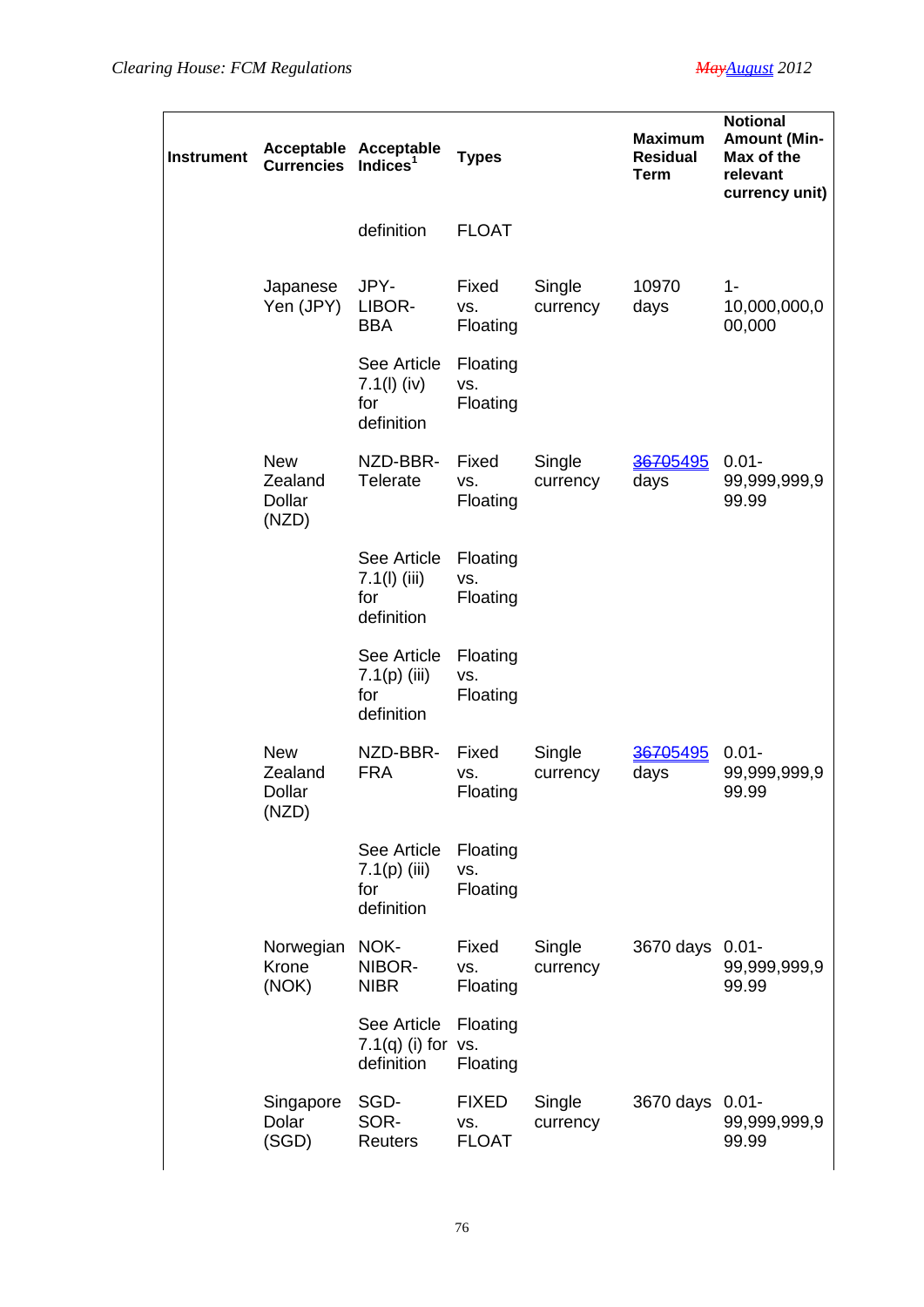| Instrument | Acceptable Currencies | Acceptable Indices[1] | Types | | Maximum Residual Term | Notional Amount (Min-Max of the relevant currency unit) |
|---|---|---|---|---|---|---|
| | | definition | FLOAT | | | |
| | Japanese Yen (JPY) | JPY-LIBOR-BBA | Fixed vs. Floating | Single currency | 10970 days | 1-10,000,000,000,000 |
| | | See Article 7.1(l) (iv) for definition | Floating vs. Floating | | | |
| | New Zealand Dollar (NZD) | NZD-BBR-Telerate | Fixed vs. Floating | Single currency | ~~3670~~5495 days | 0.01-99,999,999,999.99 |
| | | See Article 7.1(l) (iii) for definition | Floating vs. Floating | | | |
| | | See Article 7.1(p) (iii) for definition | Floating vs. Floating | | | |
| | New Zealand Dollar (NZD) | NZD-BBR-FRA | Fixed vs. Floating | Single currency | ~~3670~~5495 days | 0.01-99,999,999,999.99 |
| | | See Article 7.1(p) (iii) for definition | Floating vs. Floating | | | |
| | Norwegian Krone (NOK) | NOK-NIBOR-NIBR | Fixed vs. Floating | Single currency | 3670 days | 0.01-99,999,999,999.99 |
| | | See Article 7.1(q) (i) for definition | Floating vs. Floating | | | |
| | Singapore Dolar (SGD) | SGD-SOR-Reuters | FIXED vs. FLOAT | Single currency | 3670 days | 0.01-99,999,999,999.99 |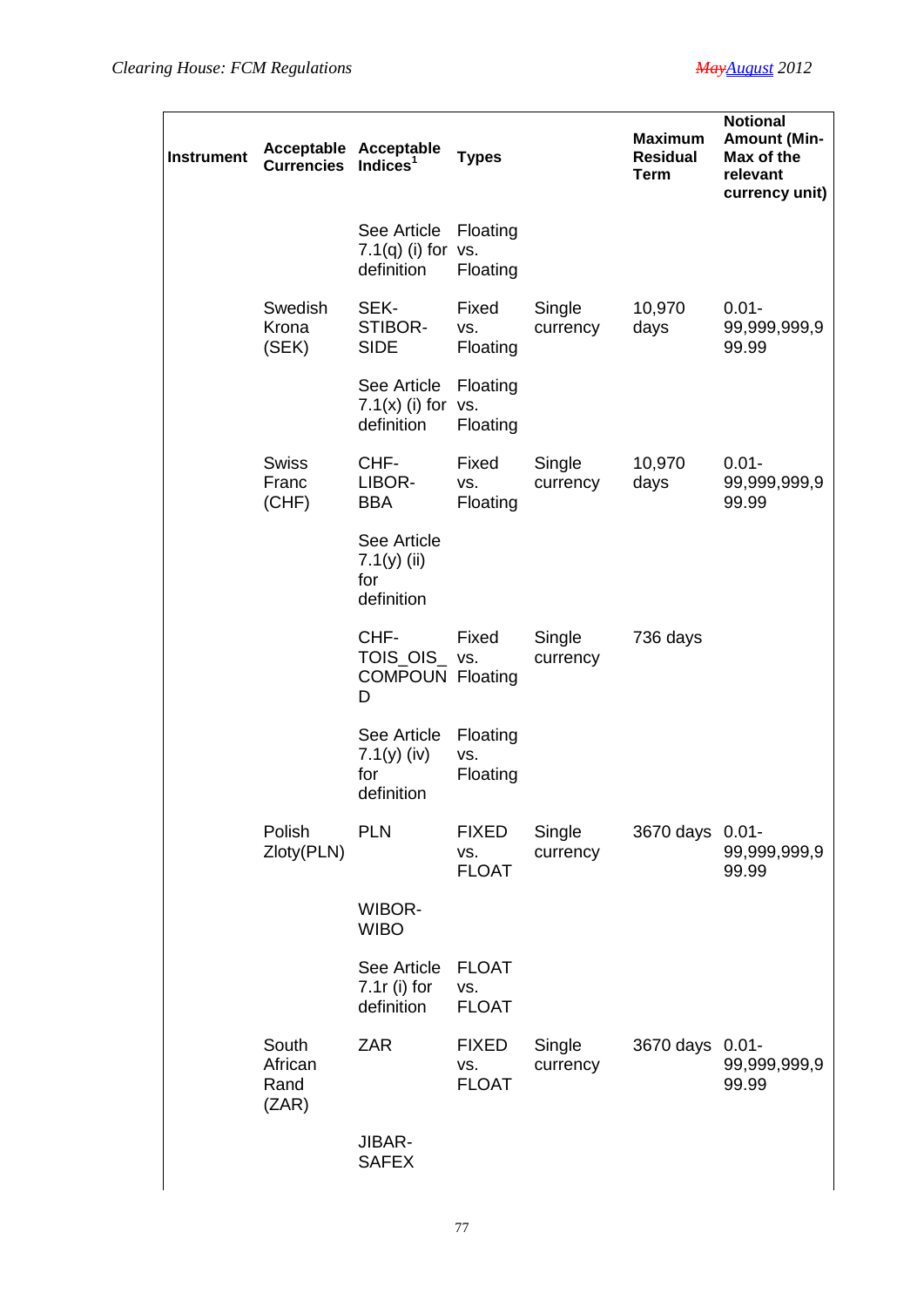| Instrument | Acceptable Currencies | Acceptable Indices[1] | Types | | Maximum Residual Term | Notional Amount (Min-Max of the relevant currency unit) |
|---|---|---|---|---|---|---|
| | | See Article 7.1(q) (i) for definition | Floating vs. Floating | | | |
| | Swedish Krona (SEK) | SEK-STIBOR-SIDE | Fixed vs. Floating | Single currency | 10,970 days | 0.01-99,999,999,999.99 |
| | | See Article 7.1(x) (i) for definition | Floating vs. Floating | | | |
| | Swiss Franc (CHF) | CHF-LIBOR-BBA | Fixed vs. Floating | Single currency | 10,970 days | 0.01-99,999,999,999.99 |
| | | See Article 7.1(y) (ii) for definition | | | | |
| | | CHF-TOIS_OIS_COMPOUND | Fixed vs. Floating | Single currency | 736 days | |
| | | See Article 7.1(y) (iv) for definition | Floating vs. Floating | | | |
| | Polish Zloty(PLN) | PLN | FIXED vs. FLOAT | Single currency | 3670 days | 0.01-99,999,999,999.99 |
| | | WIBOR-WIBO | | | | |
| | | See Article 7.1r (i) for definition | FLOAT vs. FLOAT | | | |
| | South African Rand (ZAR) | ZAR | FIXED vs. FLOAT | Single currency | 3670 days | 0.01-99,999,999,999.99 |
| | | JIBAR-SAFEX | | | | |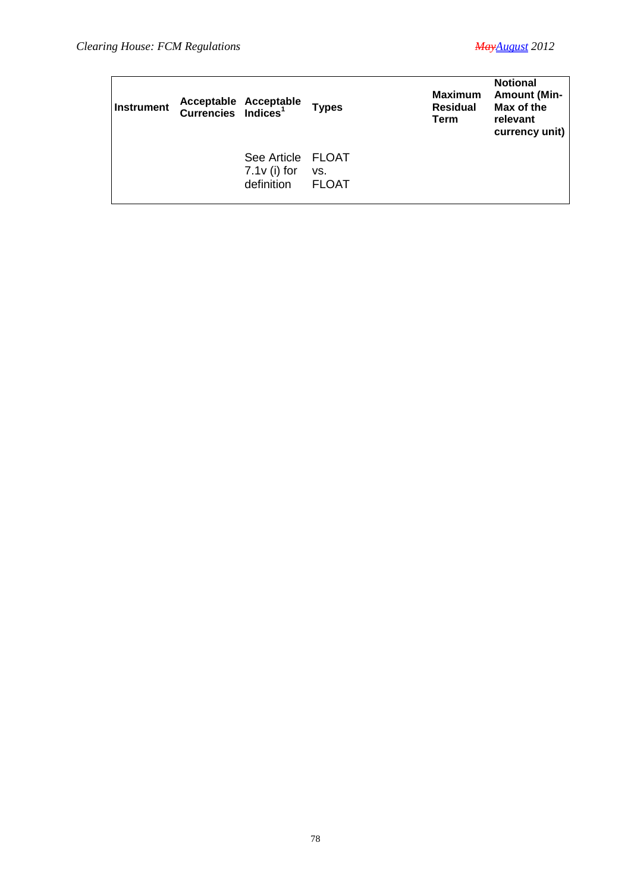| Instrument | Acceptable Currencies | Acceptable Indices[1] | Types | Maximum Residual Term | Notional Amount (Min-Max of the relevant currency unit) |
|---|---|---|---|---|---|
| | | See Article 7.1v (i) for definition | FLOAT vs. FLOAT | | |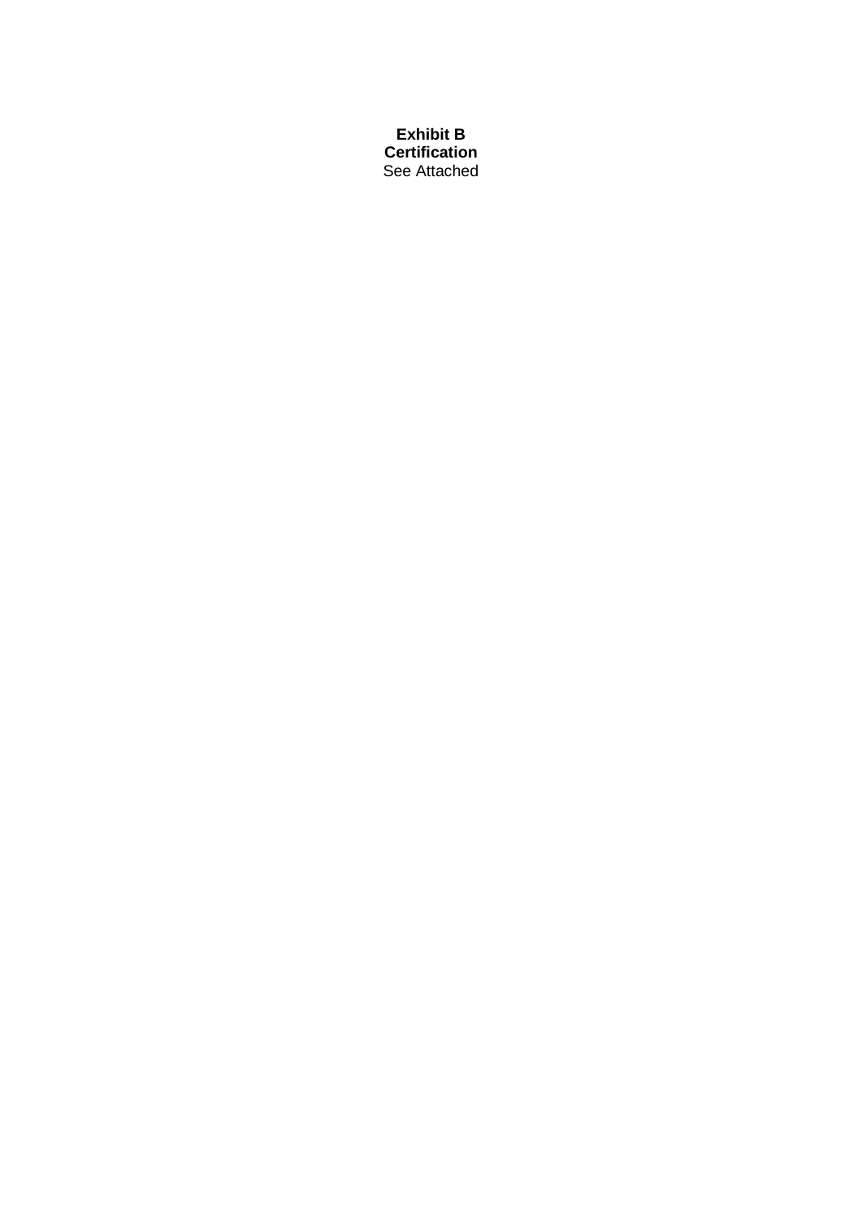**Exhibit B**
**Certification**
See Attached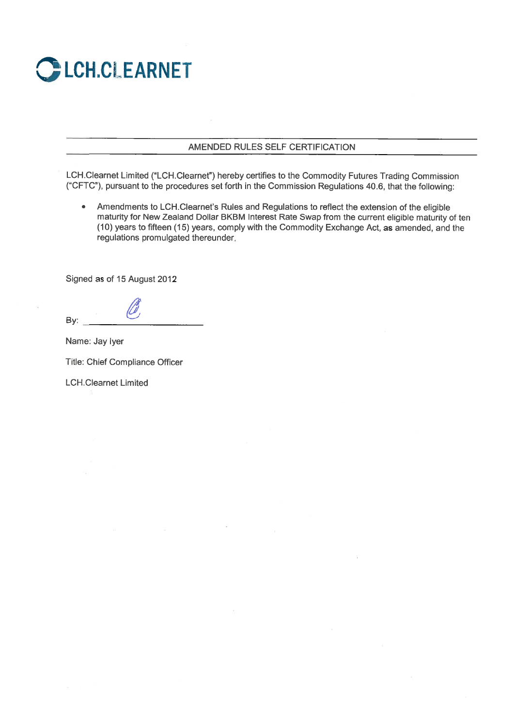LCH.CLEARNET

## AMENDED RULES SELF CERTIFICATION

LCH.Clearnet Limited ("LCH.Clearnet") hereby certifies to the Commodity Futures Trading Commission ("CFTC"), pursuant to the procedures set forth in the Commission Regulations 40.6, that the following:

- Amendments to LCH.Clearnet's Rules and Regulations to reflect the extension of the eligible maturity for New Zealand Dollar BKBM Interest Rate Swap from the current eligible maturity of ten (10) years to fifteen (15) years, comply with the Commodity Exchange Act, as amended, and the regulations promulgated thereunder.

Signed as of 15 August 2012

By: ____________________

Name: Jay Iyer

Title: Chief Compliance Officer

LCH.Clearnet Limited